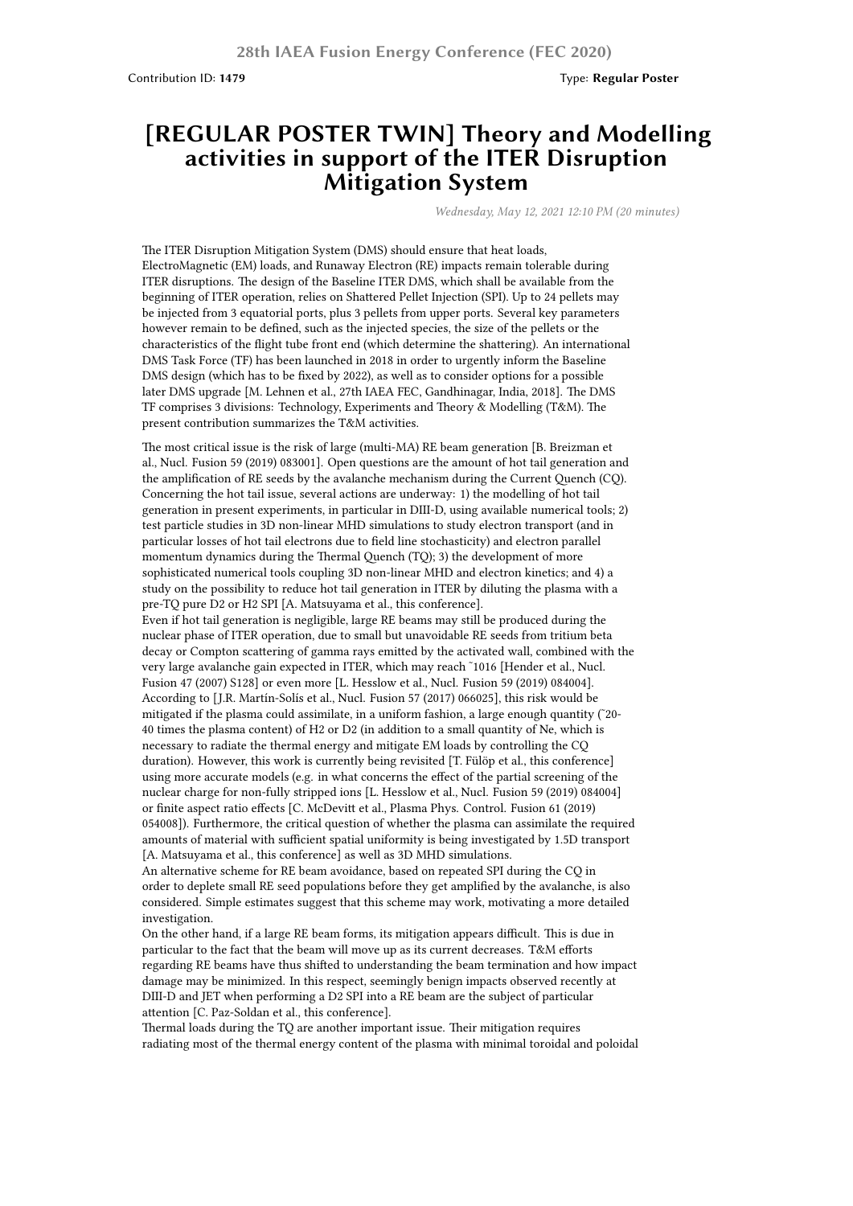Contribution ID: **1479** Type: **Regular Poster**

# [REGULAR POSTER TWIN] Theory and Modelling activities in support of the ITER Disruption Mitigation System

*Wednesday, May 12, 2021 12:10 PM (20 minutes)*

The ITER Disruption Mitigation System (DMS) should ensure that heat loads, ElectroMagnetic (EM) loads, and Runaway Electron (RE) impacts remain tolerable during ITER disruptions. The design of the Baseline ITER DMS, which shall be available from the beginning of ITER operation, relies on Shattered Pellet Injection (SPI). Up to 24 pellets may be injected from 3 equatorial ports, plus 3 pellets from upper ports. Several key parameters however remain to be defined, such as the injected species, the size of the pellets or the characteristics of the flight tube front end (which determine the shattering). An international DMS Task Force (TF) has been launched in 2018 in order to urgently inform the Baseline DMS design (which has to be fixed by 2022), as well as to consider options for a possible later DMS upgrade [M. Lehnen et al., 27th IAEA FEC, Gandhinagar, India, 2018]. The DMS TF comprises 3 divisions: Technology, Experiments and Theory & Modelling (T&M). The present contribution summarizes the T&M activities.

The most critical issue is the risk of large (multi-MA) RE beam generation [B. Breizman et al., Nucl. Fusion 59 (2019) 083001]. Open questions are the amount of hot tail generation and the amplification of RE seeds by the avalanche mechanism during the Current Quench (CQ). Concerning the hot tail issue, several actions are underway: 1) the modelling of hot tail generation in present experiments, in particular in DIII-D, using available numerical tools; 2) test particle studies in 3D non-linear MHD simulations to study electron transport (and in particular losses of hot tail electrons due to field line stochasticity) and electron parallel momentum dynamics during the Thermal Quench (TQ); 3) the development of more sophisticated numerical tools coupling 3D non-linear MHD and electron kinetics; and 4) a study on the possibility to reduce hot tail generation in ITER by diluting the plasma with a pre-TQ pure D2 or H2 SPI [A. Matsuyama et al., this conference].
Even if hot tail generation is negligible, large RE beams may still be produced during the nuclear phase of ITER operation, due to small but unavoidable RE seeds from tritium beta decay or Compton scattering of gamma rays emitted by the activated wall, combined with the very large avalanche gain expected in ITER, which may reach ~1016 [Hender et al., Nucl. Fusion 47 (2007) S128] or even more [L. Hesslow et al., Nucl. Fusion 59 (2019) 084004]. According to [J.R. Martín-Solís et al., Nucl. Fusion 57 (2017) 066025], this risk would be mitigated if the plasma could assimilate, in a uniform fashion, a large enough quantity (~20-40 times the plasma content) of H2 or D2 (in addition to a small quantity of Ne, which is necessary to radiate the thermal energy and mitigate EM loads by controlling the CQ duration). However, this work is currently being revisited [T. Fülöp et al., this conference] using more accurate models (e.g. in what concerns the effect of the partial screening of the nuclear charge for non-fully stripped ions [L. Hesslow et al., Nucl. Fusion 59 (2019) 084004] or finite aspect ratio effects [C. McDevitt et al., Plasma Phys. Control. Fusion 61 (2019) 054008]). Furthermore, the critical question of whether the plasma can assimilate the required amounts of material with sufficient spatial uniformity is being investigated by 1.5D transport [A. Matsuyama et al., this conference] as well as 3D MHD simulations.
An alternative scheme for RE beam avoidance, based on repeated SPI during the CQ in order to deplete small RE seed populations before they get amplified by the avalanche, is also considered. Simple estimates suggest that this scheme may work, motivating a more detailed investigation.
On the other hand, if a large RE beam forms, its mitigation appears difficult. This is due in particular to the fact that the beam will move up as its current decreases. T&M efforts regarding RE beams have thus shifted to understanding the beam termination and how impact damage may be minimized. In this respect, seemingly benign impacts observed recently at DIII-D and JET when performing a D2 SPI into a RE beam are the subject of particular attention [C. Paz-Soldan et al., this conference].
Thermal loads during the TQ are another important issue. Their mitigation requires radiating most of the thermal energy content of the plasma with minimal toroidal and poloidal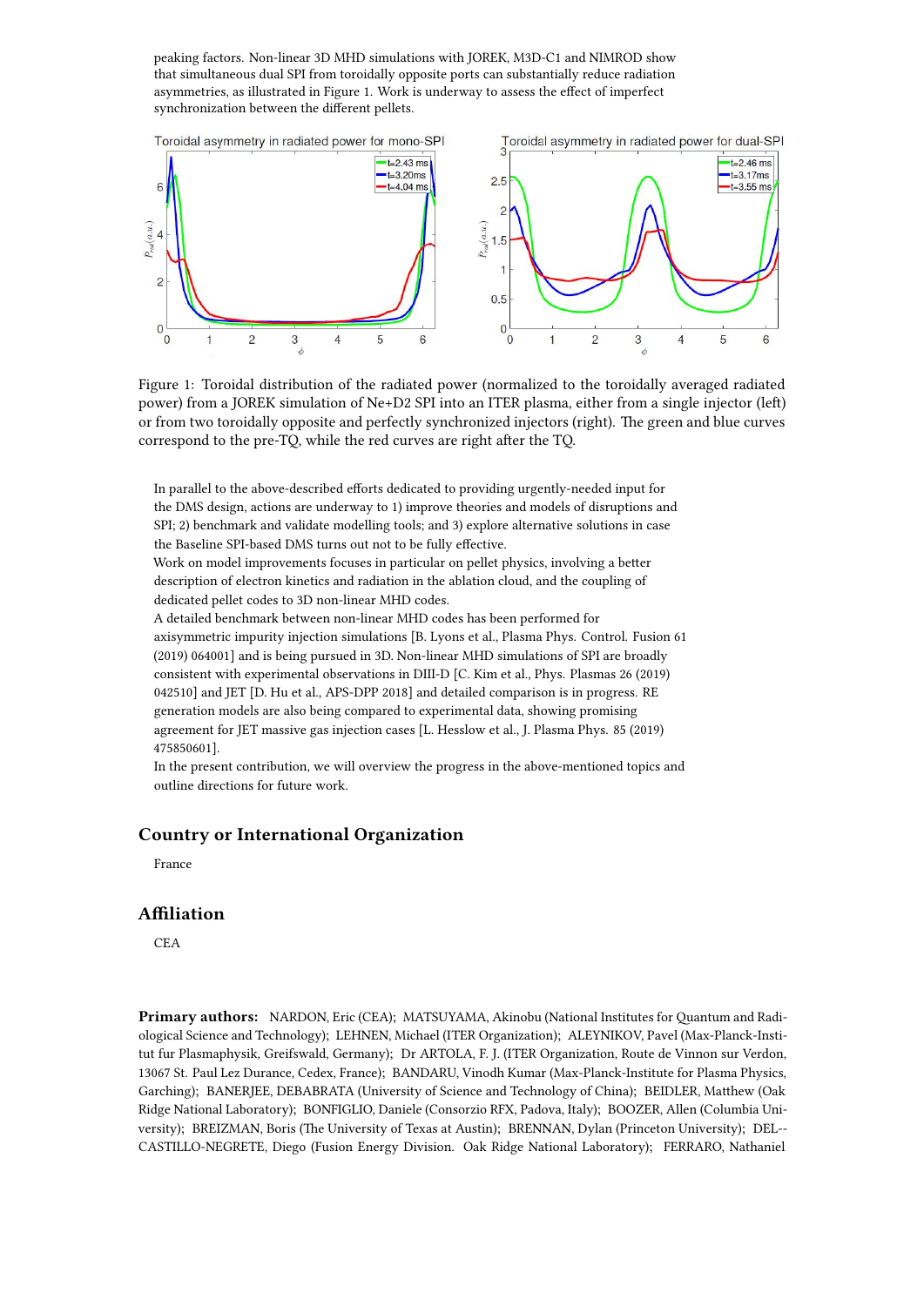peaking factors. Non-linear 3D MHD simulations with JOREK, M3D-C1 and NIMROD show that simultaneous dual SPI from toroidally opposite ports can substantially reduce radiation asymmetries, as illustrated in Figure 1. Work is underway to assess the effect of imperfect synchronization between the different pellets.

Figure 1: Toroidal distribution of the radiated power (normalized to the toroidally averaged radiated power) from a JOREK simulation of Ne+D2 SPI into an ITER plasma, either from a single injector (left) or from two toroidally opposite and perfectly synchronized injectors (right). The green and blue curves correspond to the pre-TQ, while the red curves are right after the TQ.

In parallel to the above-described efforts dedicated to providing urgently-needed input for the DMS design, actions are underway to 1) improve theories and models of disruptions and SPI; 2) benchmark and validate modelling tools; and 3) explore alternative solutions in case the Baseline SPI-based DMS turns out not to be fully effective.

Work on model improvements focuses in particular on pellet physics, involving a better description of electron kinetics and radiation in the ablation cloud, and the coupling of dedicated pellet codes to 3D non-linear MHD codes.

A detailed benchmark between non-linear MHD codes has been performed for axisymmetric impurity injection simulations [B. Lyons et al., Plasma Phys. Control. Fusion 61 (2019) 064001] and is being pursued in 3D. Non-linear MHD simulations of SPI are broadly consistent with experimental observations in DIII-D [C. Kim et al., Phys. Plasmas 26 (2019) 042510] and JET [D. Hu et al., APS-DPP 2018] and detailed comparison is in progress. RE generation models are also being compared to experimental data, showing promising agreement for JET massive gas injection cases [L. Hesslow et al., J. Plasma Phys. 85 (2019) 475850601].

In the present contribution, we will overview the progress in the above-mentioned topics and outline directions for future work.

## Country or International Organization

France

## Affiliation

CEA

**Primary authors:** NARDON, Eric (CEA); MATSUYAMA, Akinobu (National Institutes for Quantum and Radiological Science and Technology); LEHNEN, Michael (ITER Organization); ALEYNIKOV, Pavel (Max-Planck-Institut fur Plasmaphysik, Greifswald, Germany); Dr ARTOLA, F. J. (ITER Organization, Route de Vinnon sur Verdon, 13067 St. Paul Lez Durance, Cedex, France); BANDARU, Vinodh Kumar (Max-Planck-Institute for Plasma Physics, Garching); BANERJEE, DEBABRATA (University of Science and Technology of China); BEIDLER, Matthew (Oak Ridge National Laboratory); BONFIGLIO, Daniele (Consorzio RFX, Padova, Italy); BOOZER, Allen (Columbia University); BREIZMAN, Boris (The University of Texas at Austin); BRENNAN, Dylan (Princeton University); DEL-CASTILLO-NEGRETE, Diego (Fusion Energy Division. Oak Ridge National Laboratory); FERRARO, Nathaniel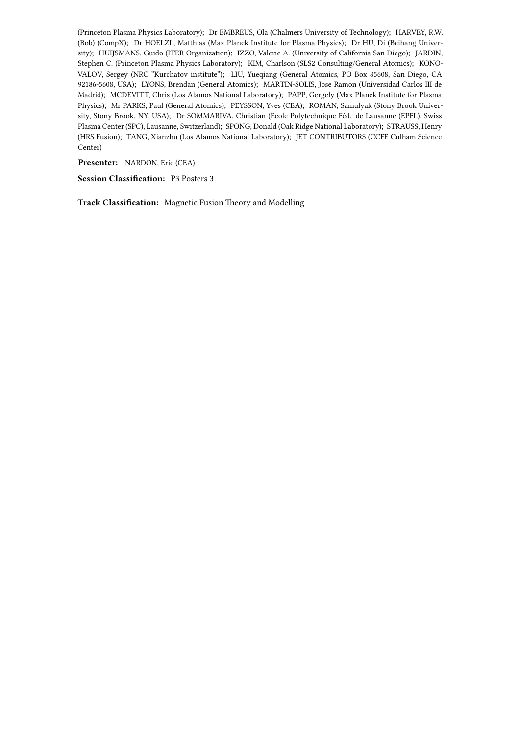(Princeton Plasma Physics Laboratory); Dr EMBREUS, Ola (Chalmers University of Technology); HARVEY, R.W. (Bob) (CompX); Dr HOELZL, Matthias (Max Planck Institute for Plasma Physics); Dr HU, Di (Beihang University); HUIJSMANS, Guido (ITER Organization); IZZO, Valerie A. (University of California San Diego); JARDIN, Stephen C. (Princeton Plasma Physics Laboratory); KIM, Charlson (SLS2 Consulting/General Atomics); KONOVALOV, Sergey (NRC "Kurchatov institute"); LIU, Yueqiang (General Atomics, PO Box 85608, San Diego, CA 92186-5608, USA); LYONS, Brendan (General Atomics); MARTIN-SOLIS, Jose Ramon (Universidad Carlos III de Madrid); MCDEVITT, Chris (Los Alamos National Laboratory); PAPP, Gergely (Max Planck Institute for Plasma Physics); Mr PARKS, Paul (General Atomics); PEYSSON, Yves (CEA); ROMAN, Samulyak (Stony Brook University, Stony Brook, NY, USA); Dr SOMMARIVA, Christian (Ecole Polytechnique Féd. de Lausanne (EPFL), Swiss Plasma Center (SPC), Lausanne, Switzerland); SPONG, Donald (Oak Ridge National Laboratory); STRAUSS, Henry (HRS Fusion); TANG, Xianzhu (Los Alamos National Laboratory); JET CONTRIBUTORS (CCFE Culham Science Center)

**Presenter:** NARDON, Eric (CEA)

**Session Classification:** P3 Posters 3

**Track Classification:** Magnetic Fusion Theory and Modelling